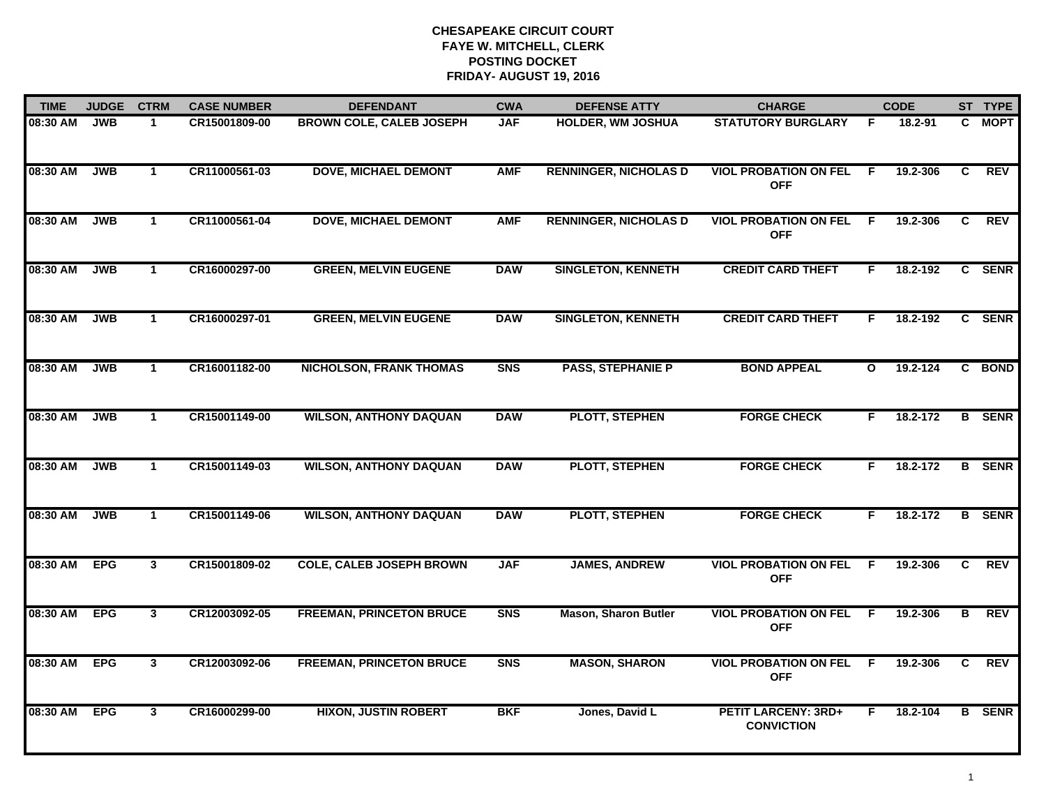# CHESAPEAKE CIRCUIT COURT
## FAYE W. MITCHELL, CLERK
## POSTING DOCKET
## FRIDAY- AUGUST 19, 2016

| TIME | JUDGE | CTRM | CASE NUMBER | DEFENDANT | CWA | DEFENSE ATTY | CHARGE | | CODE | ST | TYPE |
|---|---|---|---|---|---|---|---|---|---|---|---|
| 08:30 AM | JWB | 1 | CR15001809-00 | BROWN COLE, CALEB JOSEPH | JAF | HOLDER, WM JOSHUA | STATUTORY BURGLARY | F | 18.2-91 | C | MOPT |
| 08:30 AM | JWB | 1 | CR11000561-03 | DOVE, MICHAEL DEMONT | AMF | RENNINGER, NICHOLAS D | VIOL PROBATION ON FEL OFF | F | 19.2-306 | C | REV |
| 08:30 AM | JWB | 1 | CR11000561-04 | DOVE, MICHAEL DEMONT | AMF | RENNINGER, NICHOLAS D | VIOL PROBATION ON FEL OFF | F | 19.2-306 | C | REV |
| 08:30 AM | JWB | 1 | CR16000297-00 | GREEN, MELVIN EUGENE | DAW | SINGLETON, KENNETH | CREDIT CARD THEFT | F | 18.2-192 | C | SENR |
| 08:30 AM | JWB | 1 | CR16000297-01 | GREEN, MELVIN EUGENE | DAW | SINGLETON, KENNETH | CREDIT CARD THEFT | F | 18.2-192 | C | SENR |
| 08:30 AM | JWB | 1 | CR16001182-00 | NICHOLSON, FRANK THOMAS | SNS | PASS, STEPHANIE P | BOND APPEAL | O | 19.2-124 | C | BOND |
| 08:30 AM | JWB | 1 | CR15001149-00 | WILSON, ANTHONY DAQUAN | DAW | PLOTT, STEPHEN | FORGE CHECK | F | 18.2-172 | B | SENR |
| 08:30 AM | JWB | 1 | CR15001149-03 | WILSON, ANTHONY DAQUAN | DAW | PLOTT, STEPHEN | FORGE CHECK | F | 18.2-172 | B | SENR |
| 08:30 AM | JWB | 1 | CR15001149-06 | WILSON, ANTHONY DAQUAN | DAW | PLOTT, STEPHEN | FORGE CHECK | F | 18.2-172 | B | SENR |
| 08:30 AM | EPG | 3 | CR15001809-02 | COLE, CALEB JOSEPH BROWN | JAF | JAMES, ANDREW | VIOL PROBATION ON FEL OFF | F | 19.2-306 | C | REV |
| 08:30 AM | EPG | 3 | CR12003092-05 | FREEMAN, PRINCETON BRUCE | SNS | Mason, Sharon Butler | VIOL PROBATION ON FEL OFF | F | 19.2-306 | B | REV |
| 08:30 AM | EPG | 3 | CR12003092-06 | FREEMAN, PRINCETON BRUCE | SNS | MASON, SHARON | VIOL PROBATION ON FEL OFF | F | 19.2-306 | C | REV |
| 08:30 AM | EPG | 3 | CR16000299-00 | HIXON, JUSTIN ROBERT | BKF | Jones, David L | PETIT LARCENY: 3RD+ CONVICTION | F | 18.2-104 | B | SENR |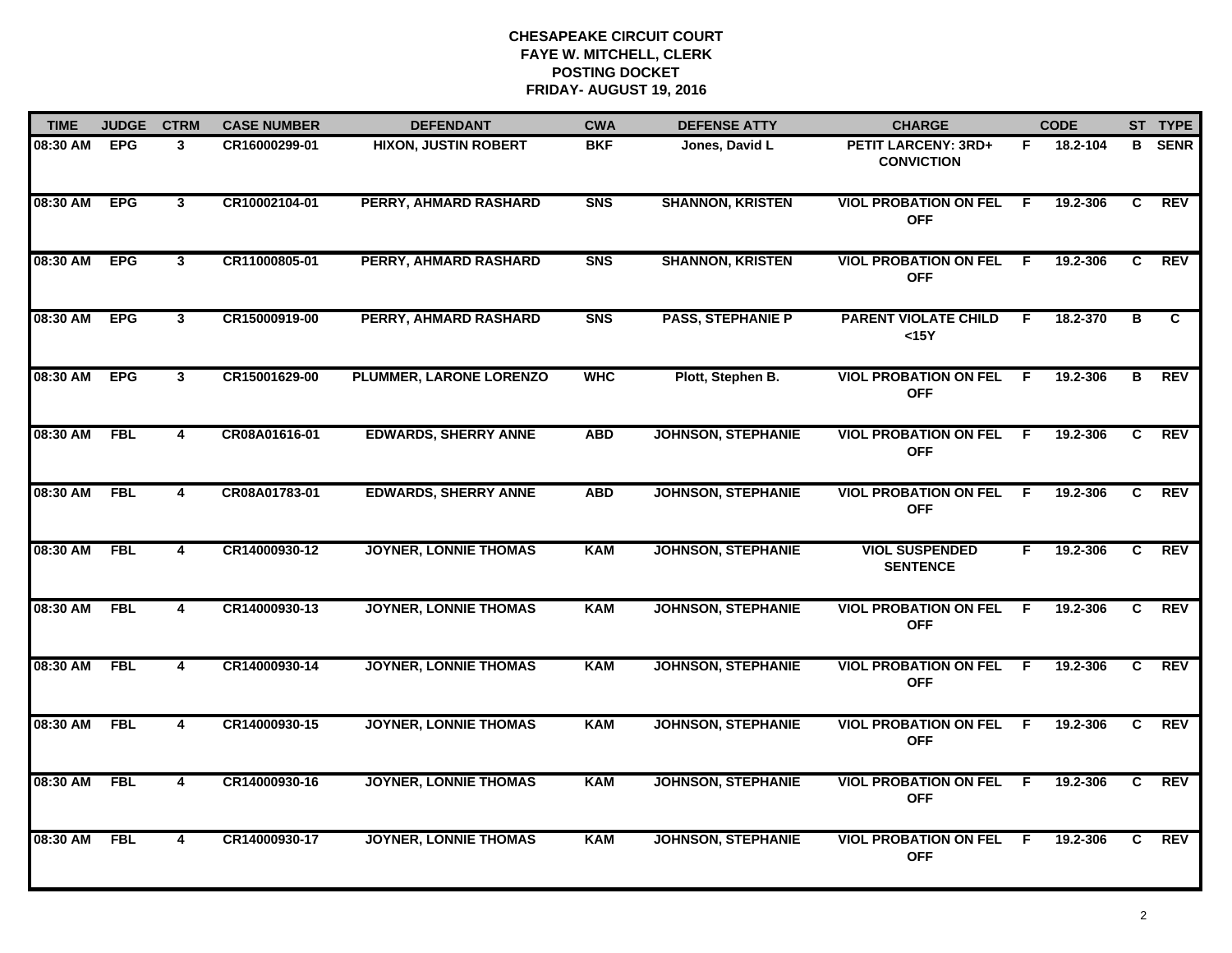**CHESAPEAKE CIRCUIT COURT**
**FAYE W. MITCHELL, CLERK**
**POSTING DOCKET**
**FRIDAY- AUGUST 19, 2016**

| TIME | JUDGE | CTRM | CASE NUMBER | DEFENDANT | CWA | DEFENSE ATTY | CHARGE | | CODE | ST | TYPE |
|---|---|---|---|---|---|---|---|---|---|---|---|
| 08:30 AM | EPG | 3 | CR16000299-01 | HIXON, JUSTIN ROBERT | BKF | Jones, David L | PETIT LARCENY: 3RD+ CONVICTION | F | 18.2-104 | B | SENR |
| 08:30 AM | EPG | 3 | CR10002104-01 | PERRY, AHMARD RASHARD | SNS | SHANNON, KRISTEN | VIOL PROBATION ON FEL OFF | F | 19.2-306 | C | REV |
| 08:30 AM | EPG | 3 | CR11000805-01 | PERRY, AHMARD RASHARD | SNS | SHANNON, KRISTEN | VIOL PROBATION ON FEL OFF | F | 19.2-306 | C | REV |
| 08:30 AM | EPG | 3 | CR15000919-00 | PERRY, AHMARD RASHARD | SNS | PASS, STEPHANIE P | PARENT VIOLATE CHILD <15Y | F | 18.2-370 | B | C |
| 08:30 AM | EPG | 3 | CR15001629-00 | PLUMMER, LARONE LORENZO | WHC | Plott, Stephen B. | VIOL PROBATION ON FEL OFF | F | 19.2-306 | B | REV |
| 08:30 AM | FBL | 4 | CR08A01616-01 | EDWARDS, SHERRY ANNE | ABD | JOHNSON, STEPHANIE | VIOL PROBATION ON FEL OFF | F | 19.2-306 | C | REV |
| 08:30 AM | FBL | 4 | CR08A01783-01 | EDWARDS, SHERRY ANNE | ABD | JOHNSON, STEPHANIE | VIOL PROBATION ON FEL OFF | F | 19.2-306 | C | REV |
| 08:30 AM | FBL | 4 | CR14000930-12 | JOYNER, LONNIE THOMAS | KAM | JOHNSON, STEPHANIE | VIOL SUSPENDED SENTENCE | F | 19.2-306 | C | REV |
| 08:30 AM | FBL | 4 | CR14000930-13 | JOYNER, LONNIE THOMAS | KAM | JOHNSON, STEPHANIE | VIOL PROBATION ON FEL OFF | F | 19.2-306 | C | REV |
| 08:30 AM | FBL | 4 | CR14000930-14 | JOYNER, LONNIE THOMAS | KAM | JOHNSON, STEPHANIE | VIOL PROBATION ON FEL OFF | F | 19.2-306 | C | REV |
| 08:30 AM | FBL | 4 | CR14000930-15 | JOYNER, LONNIE THOMAS | KAM | JOHNSON, STEPHANIE | VIOL PROBATION ON FEL OFF | F | 19.2-306 | C | REV |
| 08:30 AM | FBL | 4 | CR14000930-16 | JOYNER, LONNIE THOMAS | KAM | JOHNSON, STEPHANIE | VIOL PROBATION ON FEL OFF | F | 19.2-306 | C | REV |
| 08:30 AM | FBL | 4 | CR14000930-17 | JOYNER, LONNIE THOMAS | KAM | JOHNSON, STEPHANIE | VIOL PROBATION ON FEL OFF | F | 19.2-306 | C | REV |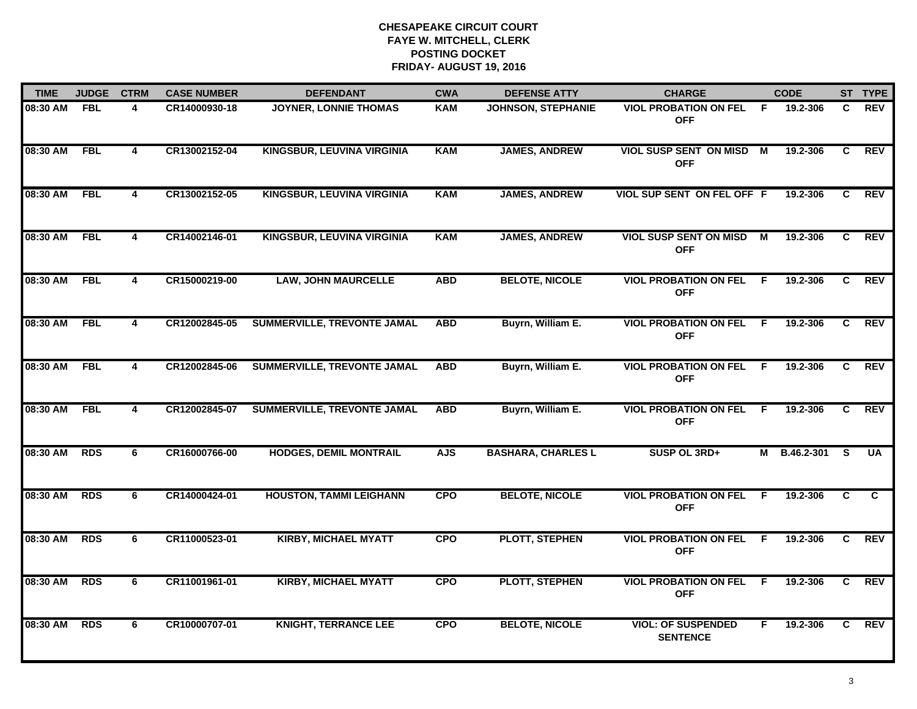# CHESAPEAKE CIRCUIT COURT
## FAYE W. MITCHELL, CLERK
## POSTING DOCKET
## FRIDAY- AUGUST 19, 2016

| TIME | JUDGE | CTRM | CASE NUMBER | DEFENDANT | CWA | DEFENSE ATTY | CHARGE | | CODE | ST | TYPE |
|---|---|---|---|---|---|---|---|---|---|---|---|
| 08:30 AM | FBL | 4 | CR14000930-18 | JOYNER, LONNIE THOMAS | KAM | JOHNSON, STEPHANIE | VIOL PROBATION ON FEL OFF | F | 19.2-306 | C | REV |
| 08:30 AM | FBL | 4 | CR13002152-04 | KINGSBUR, LEUVINA VIRGINIA | KAM | JAMES, ANDREW | VIOL SUSP SENT ON MISD OFF | M | 19.2-306 | C | REV |
| 08:30 AM | FBL | 4 | CR13002152-05 | KINGSBUR, LEUVINA VIRGINIA | KAM | JAMES, ANDREW | VIOL SUP SENT ON FEL OFF | F | 19.2-306 | C | REV |
| 08:30 AM | FBL | 4 | CR14002146-01 | KINGSBUR, LEUVINA VIRGINIA | KAM | JAMES, ANDREW | VIOL SUSP SENT ON MISD OFF | M | 19.2-306 | C | REV |
| 08:30 AM | FBL | 4 | CR15000219-00 | LAW, JOHN MAURCELLE | ABD | BELOTE, NICOLE | VIOL PROBATION ON FEL OFF | F | 19.2-306 | C | REV |
| 08:30 AM | FBL | 4 | CR12002845-05 | SUMMERVILLE, TREVONTE JAMAL | ABD | Buyrn, William E. | VIOL PROBATION ON FEL OFF | F | 19.2-306 | C | REV |
| 08:30 AM | FBL | 4 | CR12002845-06 | SUMMERVILLE, TREVONTE JAMAL | ABD | Buyrn, William E. | VIOL PROBATION ON FEL OFF | F | 19.2-306 | C | REV |
| 08:30 AM | FBL | 4 | CR12002845-07 | SUMMERVILLE, TREVONTE JAMAL | ABD | Buyrn, William E. | VIOL PROBATION ON FEL OFF | F | 19.2-306 | C | REV |
| 08:30 AM | RDS | 6 | CR16000766-00 | HODGES, DEMIL MONTRAIL | AJS | BASHARA, CHARLES L | SUSP OL 3RD+ | M | B.46.2-301 | S | UA |
| 08:30 AM | RDS | 6 | CR14000424-01 | HOUSTON, TAMMI LEIGHANN | CPO | BELOTE, NICOLE | VIOL PROBATION ON FEL OFF | F | 19.2-306 | C | C |
| 08:30 AM | RDS | 6 | CR11000523-01 | KIRBY, MICHAEL MYATT | CPO | PLOTT, STEPHEN | VIOL PROBATION ON FEL OFF | F | 19.2-306 | C | REV |
| 08:30 AM | RDS | 6 | CR11001961-01 | KIRBY, MICHAEL MYATT | CPO | PLOTT, STEPHEN | VIOL PROBATION ON FEL OFF | F | 19.2-306 | C | REV |
| 08:30 AM | RDS | 6 | CR10000707-01 | KNIGHT, TERRANCE LEE | CPO | BELOTE, NICOLE | VIOL: OF SUSPENDED SENTENCE | F | 19.2-306 | C | REV |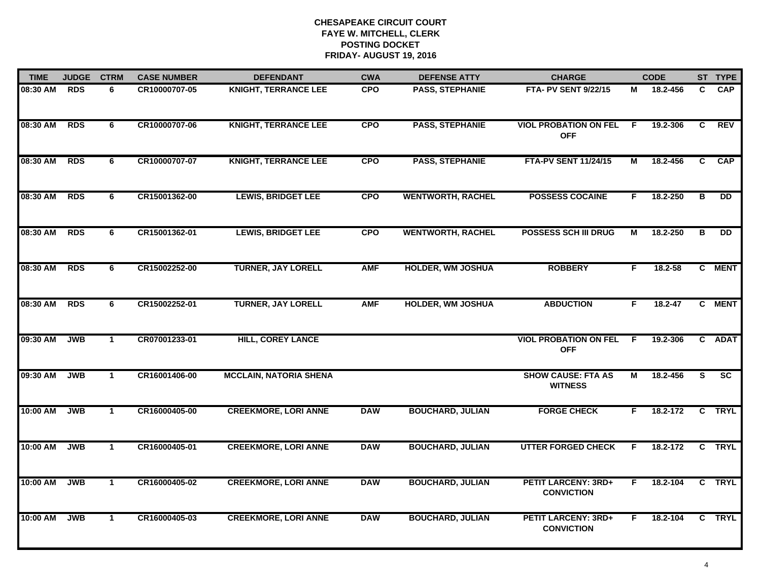# CHESAPEAKE CIRCUIT COURT
## FAYE W. MITCHELL, CLERK
## POSTING DOCKET
## FRIDAY- AUGUST 19, 2016

| TIME | JUDGE | CTRM | CASE NUMBER | DEFENDANT | CWA | DEFENSE ATTY | CHARGE | | CODE | ST | TYPE |
|---|---|---|---|---|---|---|---|---|---|---|---|
| 08:30 AM | RDS | 6 | CR10000707-05 | KNIGHT, TERRANCE LEE | CPO | PASS, STEPHANIE | FTA- PV SENT 9/22/15 | M | 18.2-456 | C | CAP |
| 08:30 AM | RDS | 6 | CR10000707-06 | KNIGHT, TERRANCE LEE | CPO | PASS, STEPHANIE | VIOL PROBATION ON FEL OFF | F | 19.2-306 | C | REV |
| 08:30 AM | RDS | 6 | CR10000707-07 | KNIGHT, TERRANCE LEE | CPO | PASS, STEPHANIE | FTA-PV SENT 11/24/15 | M | 18.2-456 | C | CAP |
| 08:30 AM | RDS | 6 | CR15001362-00 | LEWIS, BRIDGET LEE | CPO | WENTWORTH, RACHEL | POSSESS COCAINE | F | 18.2-250 | B | DD |
| 08:30 AM | RDS | 6 | CR15001362-01 | LEWIS, BRIDGET LEE | CPO | WENTWORTH, RACHEL | POSSESS SCH III DRUG | M | 18.2-250 | B | DD |
| 08:30 AM | RDS | 6 | CR15002252-00 | TURNER, JAY LORELL | AMF | HOLDER, WM JOSHUA | ROBBERY | F | 18.2-58 | C | MENT |
| 08:30 AM | RDS | 6 | CR15002252-01 | TURNER, JAY LORELL | AMF | HOLDER, WM JOSHUA | ABDUCTION | F | 18.2-47 | C | MENT |
| 09:30 AM | JWB | 1 | CR07001233-01 | HILL, COREY LANCE | | | VIOL PROBATION ON FEL OFF | F | 19.2-306 | C | ADAT |
| 09:30 AM | JWB | 1 | CR16001406-00 | MCCLAIN, NATORIA SHENA | | | SHOW CAUSE: FTA AS WITNESS | M | 18.2-456 | S | SC |
| 10:00 AM | JWB | 1 | CR16000405-00 | CREEKMORE, LORI ANNE | DAW | BOUCHARD, JULIAN | FORGE CHECK | F | 18.2-172 | C | TRYL |
| 10:00 AM | JWB | 1 | CR16000405-01 | CREEKMORE, LORI ANNE | DAW | BOUCHARD, JULIAN | UTTER FORGED CHECK | F | 18.2-172 | C | TRYL |
| 10:00 AM | JWB | 1 | CR16000405-02 | CREEKMORE, LORI ANNE | DAW | BOUCHARD, JULIAN | PETIT LARCENY: 3RD+ CONVICTION | F | 18.2-104 | C | TRYL |
| 10:00 AM | JWB | 1 | CR16000405-03 | CREEKMORE, LORI ANNE | DAW | BOUCHARD, JULIAN | PETIT LARCENY: 3RD+ CONVICTION | F | 18.2-104 | C | TRYL |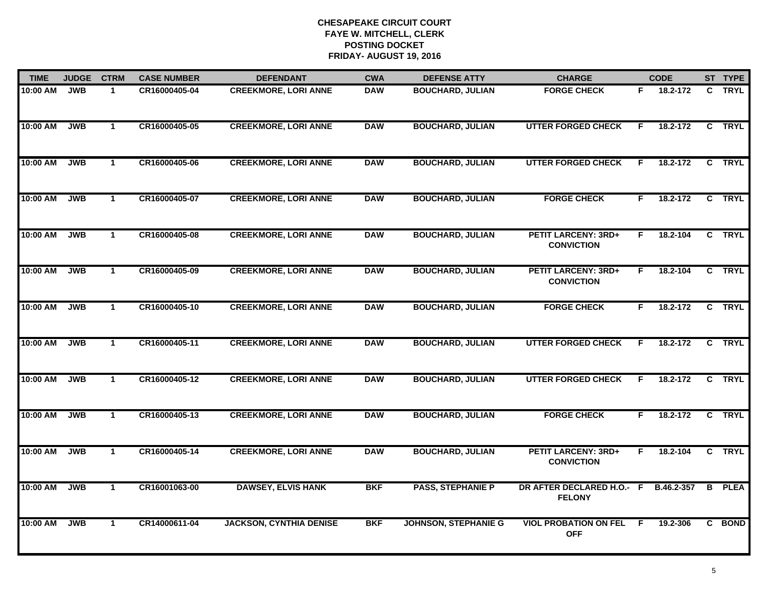**CHESAPEAKE CIRCUIT COURT**
**FAYE W. MITCHELL, CLERK**
**POSTING DOCKET**
**FRIDAY- AUGUST 19, 2016**

| TIME | JUDGE | CTRM | CASE NUMBER | DEFENDANT | CWA | DEFENSE ATTY | CHARGE | | CODE | ST | TYPE |
|---|---|---|---|---|---|---|---|---|---|---|---|
| 10:00 AM | JWB | 1 | CR16000405-04 | CREEKMORE, LORI ANNE | DAW | BOUCHARD, JULIAN | FORGE CHECK | F | 18.2-172 | C | TRYL |
| 10:00 AM | JWB | 1 | CR16000405-05 | CREEKMORE, LORI ANNE | DAW | BOUCHARD, JULIAN | UTTER FORGED CHECK | F | 18.2-172 | C | TRYL |
| 10:00 AM | JWB | 1 | CR16000405-06 | CREEKMORE, LORI ANNE | DAW | BOUCHARD, JULIAN | UTTER FORGED CHECK | F | 18.2-172 | C | TRYL |
| 10:00 AM | JWB | 1 | CR16000405-07 | CREEKMORE, LORI ANNE | DAW | BOUCHARD, JULIAN | FORGE CHECK | F | 18.2-172 | C | TRYL |
| 10:00 AM | JWB | 1 | CR16000405-08 | CREEKMORE, LORI ANNE | DAW | BOUCHARD, JULIAN | PETIT LARCENY: 3RD+ CONVICTION | F | 18.2-104 | C | TRYL |
| 10:00 AM | JWB | 1 | CR16000405-09 | CREEKMORE, LORI ANNE | DAW | BOUCHARD, JULIAN | PETIT LARCENY: 3RD+ CONVICTION | F | 18.2-104 | C | TRYL |
| 10:00 AM | JWB | 1 | CR16000405-10 | CREEKMORE, LORI ANNE | DAW | BOUCHARD, JULIAN | FORGE CHECK | F | 18.2-172 | C | TRYL |
| 10:00 AM | JWB | 1 | CR16000405-11 | CREEKMORE, LORI ANNE | DAW | BOUCHARD, JULIAN | UTTER FORGED CHECK | F | 18.2-172 | C | TRYL |
| 10:00 AM | JWB | 1 | CR16000405-12 | CREEKMORE, LORI ANNE | DAW | BOUCHARD, JULIAN | UTTER FORGED CHECK | F | 18.2-172 | C | TRYL |
| 10:00 AM | JWB | 1 | CR16000405-13 | CREEKMORE, LORI ANNE | DAW | BOUCHARD, JULIAN | FORGE CHECK | F | 18.2-172 | C | TRYL |
| 10:00 AM | JWB | 1 | CR16000405-14 | CREEKMORE, LORI ANNE | DAW | BOUCHARD, JULIAN | PETIT LARCENY: 3RD+ CONVICTION | F | 18.2-104 | C | TRYL |
| 10:00 AM | JWB | 1 | CR16001063-00 | DAWSEY, ELVIS HANK | BKF | PASS, STEPHANIE P | DR AFTER DECLARED H.O.- FELONY | F | B.46.2-357 | B | PLEA |
| 10:00 AM | JWB | 1 | CR14000611-04 | JACKSON, CYNTHIA DENISE | BKF | JOHNSON, STEPHANIE G | VIOL PROBATION ON FEL OFF | F | 19.2-306 | C | BOND |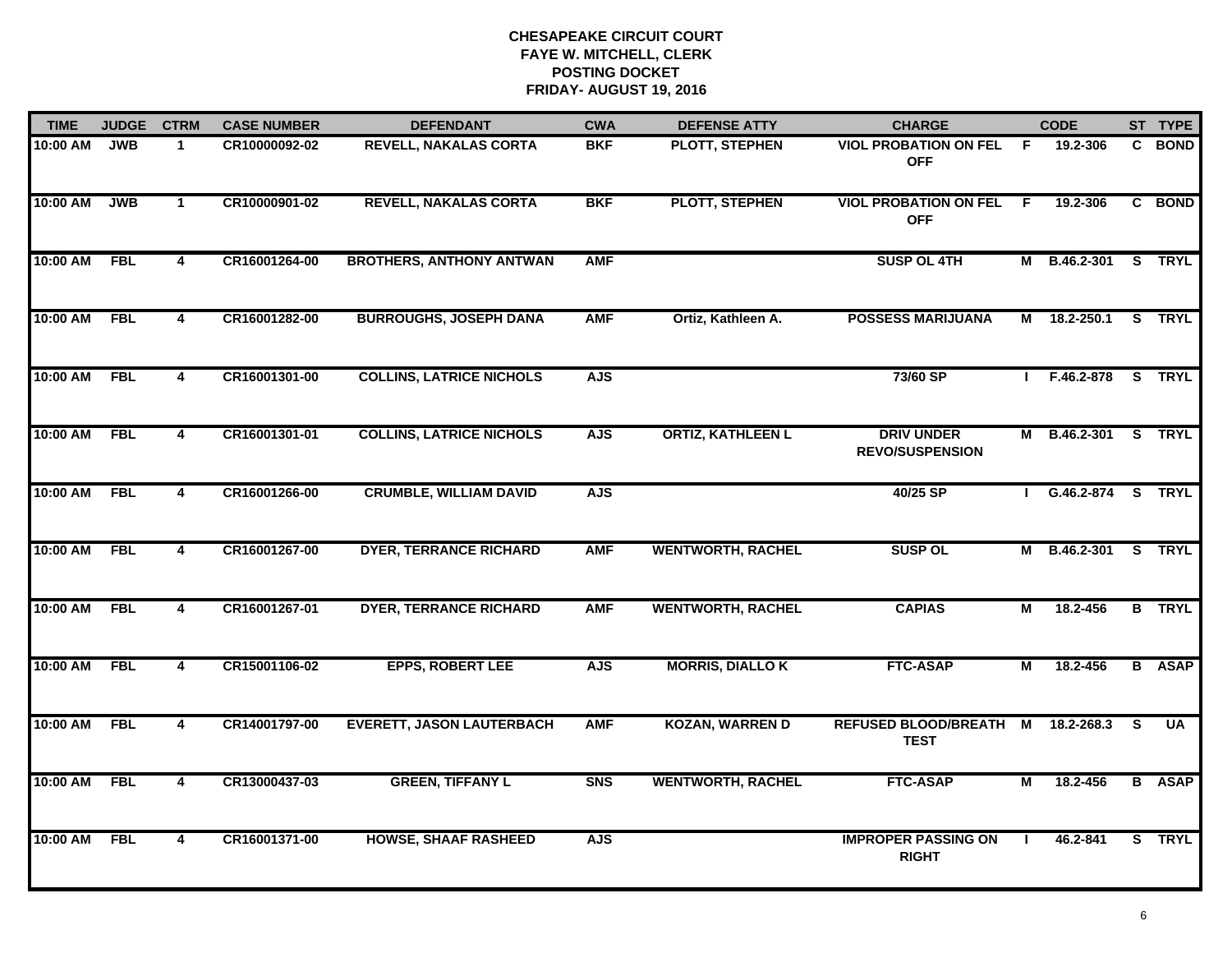# CHESAPEAKE CIRCUIT COURT
## FAYE W. MITCHELL, CLERK
## POSTING DOCKET
## FRIDAY- AUGUST 19, 2016

| TIME | JUDGE | CTRM | CASE NUMBER | DEFENDANT | CWA | DEFENSE ATTY | CHARGE | | CODE | ST | TYPE |
|---|---|---|---|---|---|---|---|---|---|---|---|
| 10:00 AM | JWB | 1 | CR10000092-02 | REVELL, NAKALAS CORTA | BKF | PLOTT, STEPHEN | VIOL PROBATION ON FEL OFF | F | 19.2-306 | C | BOND |
| 10:00 AM | JWB | 1 | CR10000901-02 | REVELL, NAKALAS CORTA | BKF | PLOTT, STEPHEN | VIOL PROBATION ON FEL OFF | F | 19.2-306 | C | BOND |
| 10:00 AM | FBL | 4 | CR16001264-00 | BROTHERS, ANTHONY ANTWAN | AMF | | SUSP OL 4TH | M | B.46.2-301 | S | TRYL |
| 10:00 AM | FBL | 4 | CR16001282-00 | BURROUGHS, JOSEPH DANA | AMF | Ortiz, Kathleen A. | POSSESS MARIJUANA | M | 18.2-250.1 | S | TRYL |
| 10:00 AM | FBL | 4 | CR16001301-00 | COLLINS, LATRICE NICHOLS | AJS | | 73/60 SP | I | F.46.2-878 | S | TRYL |
| 10:00 AM | FBL | 4 | CR16001301-01 | COLLINS, LATRICE NICHOLS | AJS | ORTIZ, KATHLEEN L | DRIV UNDER REVO/SUSPENSION | M | B.46.2-301 | S | TRYL |
| 10:00 AM | FBL | 4 | CR16001266-00 | CRUMBLE, WILLIAM DAVID | AJS | | 40/25 SP | I | G.46.2-874 | S | TRYL |
| 10:00 AM | FBL | 4 | CR16001267-00 | DYER, TERRANCE RICHARD | AMF | WENTWORTH, RACHEL | SUSP OL | M | B.46.2-301 | S | TRYL |
| 10:00 AM | FBL | 4 | CR16001267-01 | DYER, TERRANCE RICHARD | AMF | WENTWORTH, RACHEL | CAPIAS | M | 18.2-456 | B | TRYL |
| 10:00 AM | FBL | 4 | CR15001106-02 | EPPS, ROBERT LEE | AJS | MORRIS, DIALLO K | FTC-ASAP | M | 18.2-456 | B | ASAP |
| 10:00 AM | FBL | 4 | CR14001797-00 | EVERETT, JASON LAUTERBACH | AMF | KOZAN, WARREN D | REFUSED BLOOD/BREATH TEST | M | 18.2-268.3 | S | UA |
| 10:00 AM | FBL | 4 | CR13000437-03 | GREEN, TIFFANY L | SNS | WENTWORTH, RACHEL | FTC-ASAP | M | 18.2-456 | B | ASAP |
| 10:00 AM | FBL | 4 | CR16001371-00 | HOWSE, SHAAF RASHEED | AJS | | IMPROPER PASSING ON RIGHT | I | 46.2-841 | S | TRYL |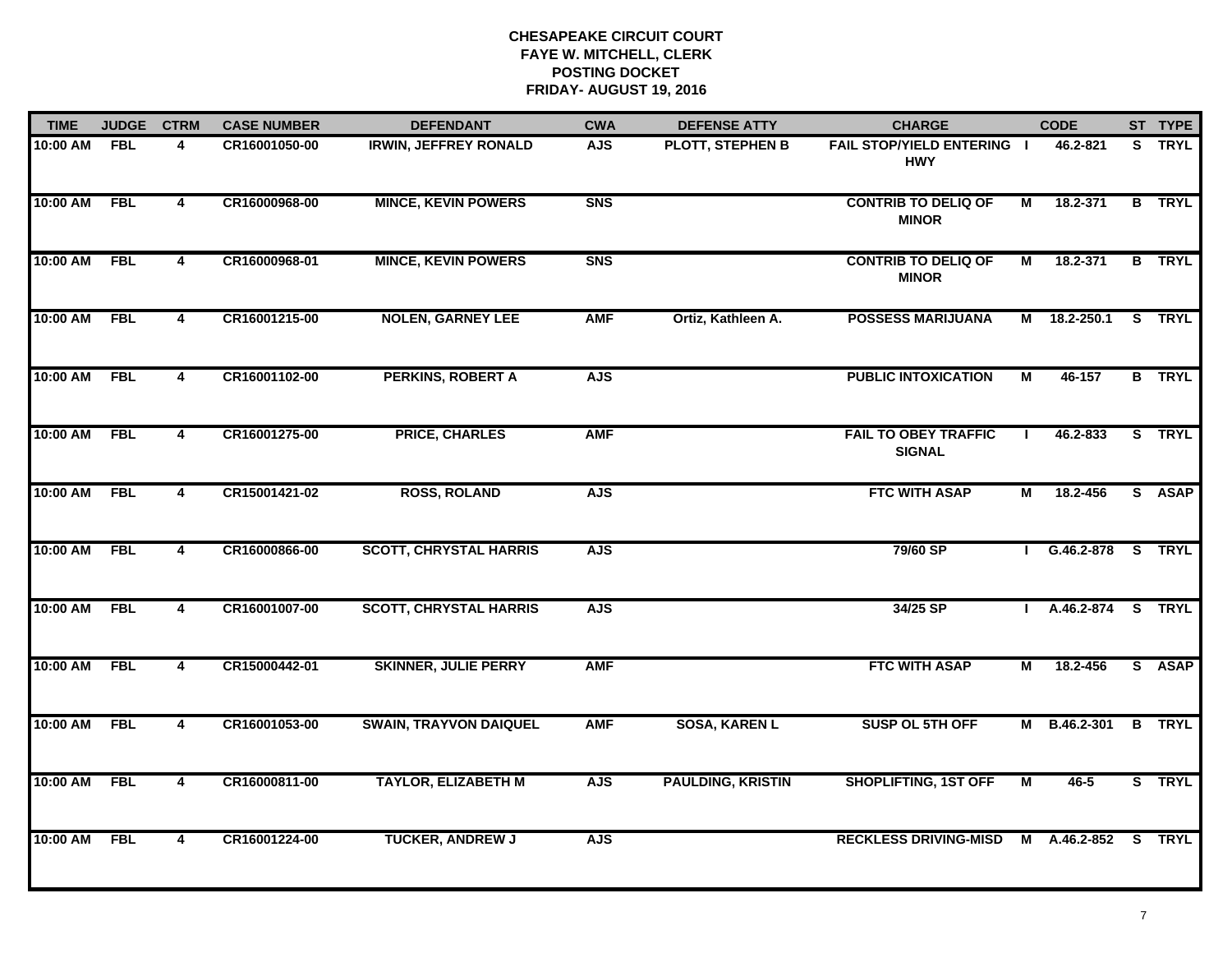**CHESAPEAKE CIRCUIT COURT**
**FAYE W. MITCHELL, CLERK**
**POSTING DOCKET**
**FRIDAY- AUGUST 19, 2016**

| TIME | JUDGE | CTRM | CASE NUMBER | DEFENDANT | CWA | DEFENSE ATTY | CHARGE | | CODE | ST | TYPE |
|---|---|---|---|---|---|---|---|---|---|---|---|
| 10:00 AM | FBL | 4 | CR16001050-00 | IRWIN, JEFFREY RONALD | AJS | PLOTT, STEPHEN B | FAIL STOP/YIELD ENTERING HWY | I | 46.2-821 | S | TRYL |
| 10:00 AM | FBL | 4 | CR16000968-00 | MINCE, KEVIN POWERS | SNS | | CONTRIB TO DELIQ OF MINOR | M | 18.2-371 | B | TRYL |
| 10:00 AM | FBL | 4 | CR16000968-01 | MINCE, KEVIN POWERS | SNS | | CONTRIB TO DELIQ OF MINOR | M | 18.2-371 | B | TRYL |
| 10:00 AM | FBL | 4 | CR16001215-00 | NOLEN, GARNEY LEE | AMF | Ortiz, Kathleen A. | POSSESS MARIJUANA | M | 18.2-250.1 | S | TRYL |
| 10:00 AM | FBL | 4 | CR16001102-00 | PERKINS, ROBERT A | AJS | | PUBLIC INTOXICATION | M | 46-157 | B | TRYL |
| 10:00 AM | FBL | 4 | CR16001275-00 | PRICE, CHARLES | AMF | | FAIL TO OBEY TRAFFIC SIGNAL | I | 46.2-833 | S | TRYL |
| 10:00 AM | FBL | 4 | CR15001421-02 | ROSS, ROLAND | AJS | | FTC WITH ASAP | M | 18.2-456 | S | ASAP |
| 10:00 AM | FBL | 4 | CR16000866-00 | SCOTT, CHRYSTAL HARRIS | AJS | | 79/60 SP | I | G.46.2-878 | S | TRYL |
| 10:00 AM | FBL | 4 | CR16001007-00 | SCOTT, CHRYSTAL HARRIS | AJS | | 34/25 SP | I | A.46.2-874 | S | TRYL |
| 10:00 AM | FBL | 4 | CR15000442-01 | SKINNER, JULIE PERRY | AMF | | FTC WITH ASAP | M | 18.2-456 | S | ASAP |
| 10:00 AM | FBL | 4 | CR16001053-00 | SWAIN, TRAYVON DAIQUEL | AMF | SOSA, KAREN L | SUSP OL 5TH OFF | M | B.46.2-301 | B | TRYL |
| 10:00 AM | FBL | 4 | CR16000811-00 | TAYLOR, ELIZABETH M | AJS | PAULDING, KRISTIN | SHOPLIFTING, 1ST OFF | M | 46-5 | S | TRYL |
| 10:00 AM | FBL | 4 | CR16001224-00 | TUCKER, ANDREW J | AJS | | RECKLESS DRIVING-MISD | M | A.46.2-852 | S | TRYL |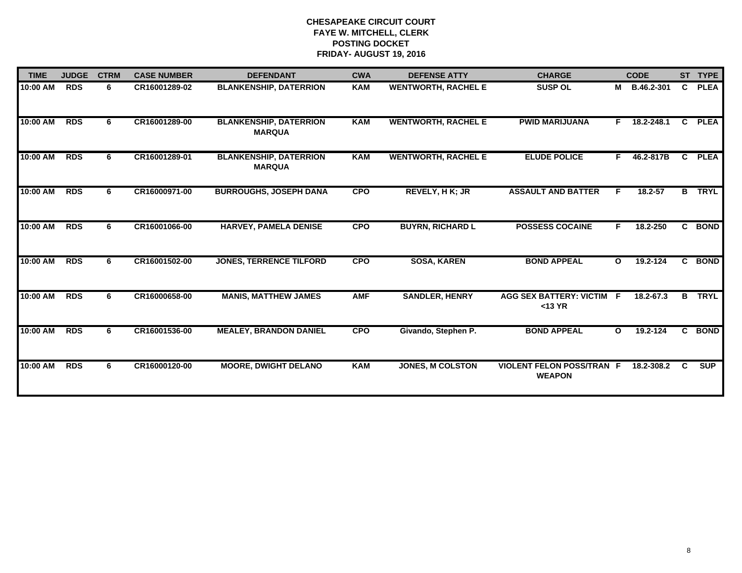# CHESAPEAKE CIRCUIT COURT
## FAYE W. MITCHELL, CLERK
## POSTING DOCKET
## FRIDAY- AUGUST 19, 2016

| TIME | JUDGE | CTRM | CASE NUMBER | DEFENDANT | CWA | DEFENSE ATTY | CHARGE | | CODE | ST | TYPE |
|---|---|---|---|---|---|---|---|---|---|---|---|
| 10:00 AM | RDS | 6 | CR16001289-02 | BLANKENSHIP, DATERRION | KAM | WENTWORTH, RACHEL E | SUSP OL | M | B.46.2-301 | C | PLEA |
| 10:00 AM | RDS | 6 | CR16001289-00 | BLANKENSHIP, DATERRION MARQUA | KAM | WENTWORTH, RACHEL E | PWID MARIJUANA | F | 18.2-248.1 | C | PLEA |
| 10:00 AM | RDS | 6 | CR16001289-01 | BLANKENSHIP, DATERRION MARQUA | KAM | WENTWORTH, RACHEL E | ELUDE POLICE | F | 46.2-817B | C | PLEA |
| 10:00 AM | RDS | 6 | CR16000971-00 | BURROUGHS, JOSEPH DANA | CPO | REVELY, H K; JR | ASSAULT AND BATTER | F | 18.2-57 | B | TRYL |
| 10:00 AM | RDS | 6 | CR16001066-00 | HARVEY, PAMELA DENISE | CPO | BUYRN, RICHARD L | POSSESS COCAINE | F | 18.2-250 | C | BOND |
| 10:00 AM | RDS | 6 | CR16001502-00 | JONES, TERRENCE TILFORD | CPO | SOSA, KAREN | BOND APPEAL | O | 19.2-124 | C | BOND |
| 10:00 AM | RDS | 6 | CR16000658-00 | MANIS, MATTHEW JAMES | AMF | SANDLER, HENRY | AGG SEX BATTERY: VICTIM <13 YR | F | 18.2-67.3 | B | TRYL |
| 10:00 AM | RDS | 6 | CR16001536-00 | MEALEY, BRANDON DANIEL | CPO | Givando, Stephen P. | BOND APPEAL | O | 19.2-124 | C | BOND |
| 10:00 AM | RDS | 6 | CR16000120-00 | MOORE, DWIGHT DELANO | KAM | JONES, M COLSTON | VIOLENT FELON POSS/TRAN WEAPON | F | 18.2-308.2 | C | SUP |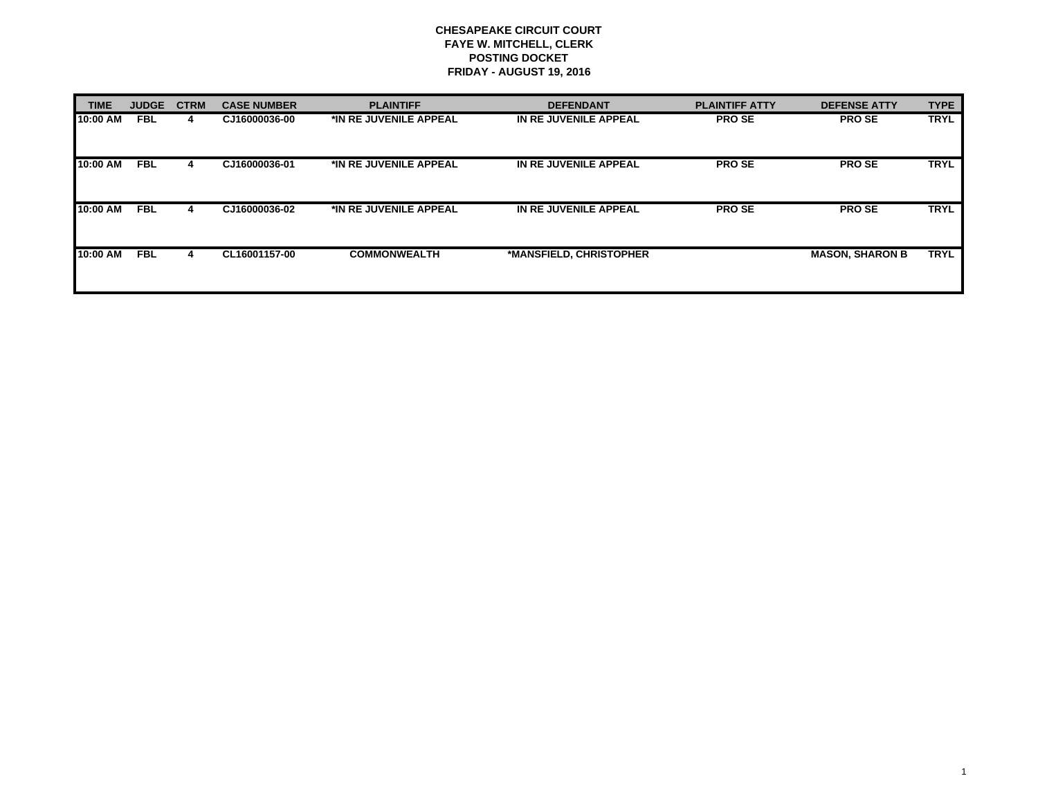**CHESAPEAKE CIRCUIT COURT**
**FAYE W. MITCHELL, CLERK**
**POSTING DOCKET**
**FRIDAY - AUGUST 19, 2016**

| TIME | JUDGE | CTRM | CASE NUMBER | PLAINTIFF | DEFENDANT | PLAINTIFF ATTY | DEFENSE ATTY | TYPE |
|---|---|---|---|---|---|---|---|---|
| 10:00 AM | FBL | 4 | CJ16000036-00 | *IN RE JUVENILE APPEAL | IN RE JUVENILE APPEAL | PRO SE | PRO SE | TRYL |
| 10:00 AM | FBL | 4 | CJ16000036-01 | *IN RE JUVENILE APPEAL | IN RE JUVENILE APPEAL | PRO SE | PRO SE | TRYL |
| 10:00 AM | FBL | 4 | CJ16000036-02 | *IN RE JUVENILE APPEAL | IN RE JUVENILE APPEAL | PRO SE | PRO SE | TRYL |
| 10:00 AM | FBL | 4 | CL16001157-00 | COMMONWEALTH | *MANSFIELD, CHRISTOPHER | | MASON, SHARON B | TRYL |